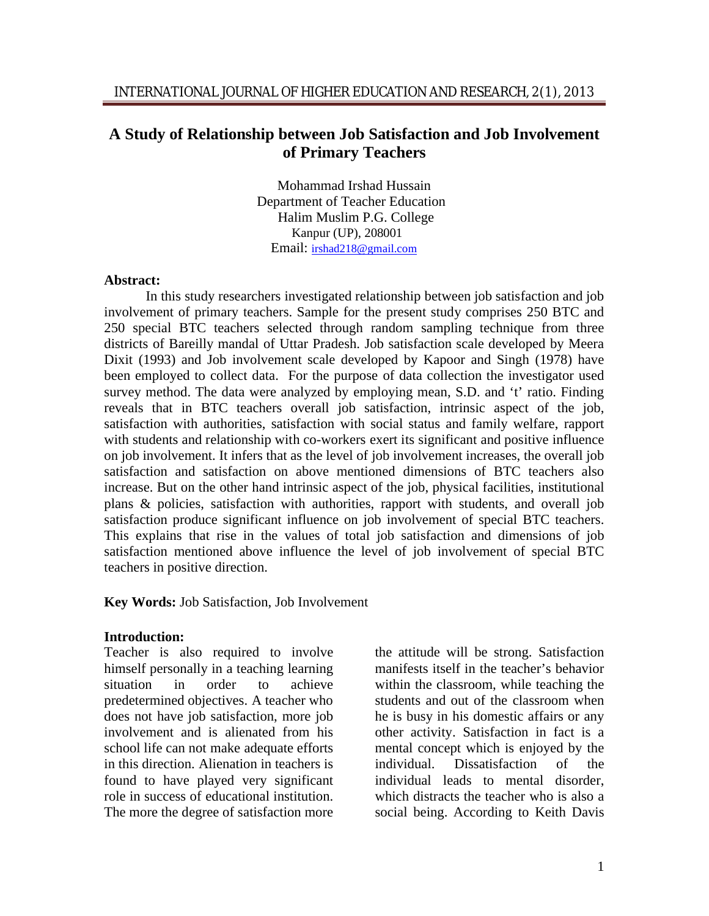# A Study of Relationship between Job Satisfaction and Job Involvement of Primary Teachers

Mohammad Irshad Hussain
Department of Teacher Education
Halim Muslim P.G. College
Kanpur (UP), 208001
Email: irshad218@gmail.com

**Abstract:**

In this study researchers investigated relationship between job satisfaction and job involvement of primary teachers. Sample for the present study comprises 250 BTC and 250 special BTC teachers selected through random sampling technique from three districts of Bareilly mandal of Uttar Pradesh. Job satisfaction scale developed by Meera Dixit (1993) and Job involvement scale developed by Kapoor and Singh (1978) have been employed to collect data. For the purpose of data collection the investigator used survey method. The data were analyzed by employing mean, S.D. and 't' ratio. Finding reveals that in BTC teachers overall job satisfaction, intrinsic aspect of the job, satisfaction with authorities, satisfaction with social status and family welfare, rapport with students and relationship with co-workers exert its significant and positive influence on job involvement. It infers that as the level of job involvement increases, the overall job satisfaction and satisfaction on above mentioned dimensions of BTC teachers also increase. But on the other hand intrinsic aspect of the job, physical facilities, institutional plans & policies, satisfaction with authorities, rapport with students, and overall job satisfaction produce significant influence on job involvement of special BTC teachers. This explains that rise in the values of total job satisfaction and dimensions of job satisfaction mentioned above influence the level of job involvement of special BTC teachers in positive direction.

**Key Words:** Job Satisfaction, Job Involvement

**Introduction:**

Teacher is also required to involve himself personally in a teaching learning situation in order to achieve predetermined objectives. A teacher who does not have job satisfaction, more job involvement and is alienated from his school life can not make adequate efforts in this direction. Alienation in teachers is found to have played very significant role in success of educational institution. The more the degree of satisfaction more the attitude will be strong. Satisfaction manifests itself in the teacher's behavior within the classroom, while teaching the students and out of the classroom when he is busy in his domestic affairs or any other activity. Satisfaction in fact is a mental concept which is enjoyed by the individual. Dissatisfaction of the individual leads to mental disorder, which distracts the teacher who is also a social being. According to Keith Davis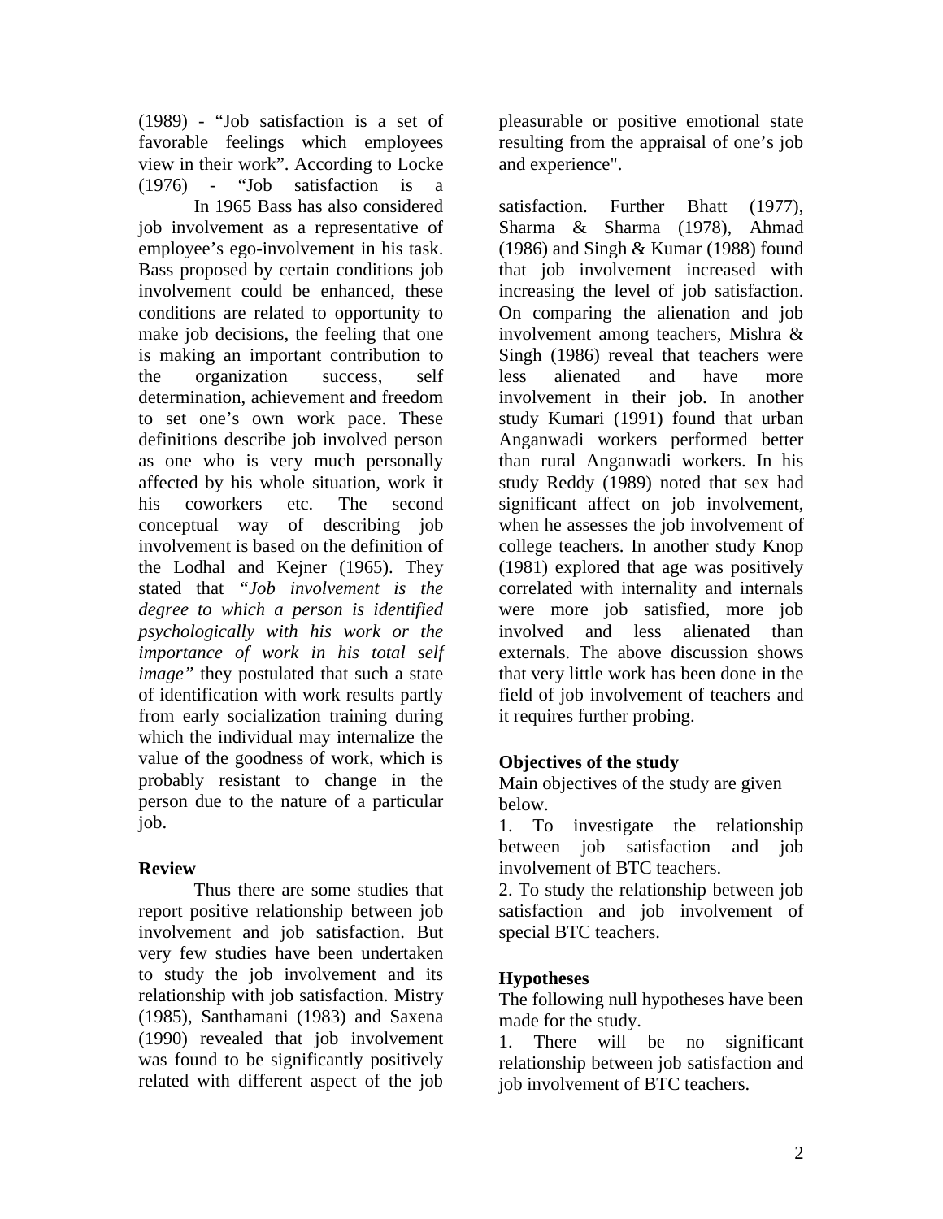(1989) - "Job satisfaction is a set of favorable feelings which employees view in their work". According to Locke (1976) - "Job satisfaction is a pleasurable or positive emotional state resulting from the appraisal of one's job and experience".

In 1965 Bass has also considered job involvement as a representative of employee's ego-involvement in his task. Bass proposed by certain conditions job involvement could be enhanced, these conditions are related to opportunity to make job decisions, the feeling that one is making an important contribution to the organization success, self determination, achievement and freedom to set one's own work pace. These definitions describe job involved person as one who is very much personally affected by his whole situation, work it his coworkers etc. The second conceptual way of describing job involvement is based on the definition of the Lodhal and Kejner (1965). They stated that *"Job involvement is the degree to which a person is identified psychologically with his work or the importance of work in his total self image"* they postulated that such a state of identification with work results partly from early socialization training during which the individual may internalize the value of the goodness of work, which is probably resistant to change in the person due to the nature of a particular job.

**Review**

Thus there are some studies that report positive relationship between job involvement and job satisfaction. But very few studies have been undertaken to study the job involvement and its relationship with job satisfaction. Mistry (1985), Santhamani (1983) and Saxena (1990) revealed that job involvement was found to be significantly positively related with different aspect of the job satisfaction. Further Bhatt (1977), Sharma & Sharma (1978), Ahmad (1986) and Singh & Kumar (1988) found that job involvement increased with increasing the level of job satisfaction. On comparing the alienation and job involvement among teachers, Mishra & Singh (1986) reveal that teachers were less alienated and have more involvement in their job. In another study Kumari (1991) found that urban Anganwadi workers performed better than rural Anganwadi workers. In his study Reddy (1989) noted that sex had significant affect on job involvement, when he assesses the job involvement of college teachers. In another study Knop (1981) explored that age was positively correlated with internality and internals were more job satisfied, more job involved and less alienated than externals. The above discussion shows that very little work has been done in the field of job involvement of teachers and it requires further probing.

**Objectives of the study**

Main objectives of the study are given below.

1. To investigate the relationship between job satisfaction and job involvement of BTC teachers.
2. To study the relationship between job satisfaction and job involvement of special BTC teachers.

**Hypotheses**

The following null hypotheses have been made for the study.

1. There will be no significant relationship between job satisfaction and job involvement of BTC teachers.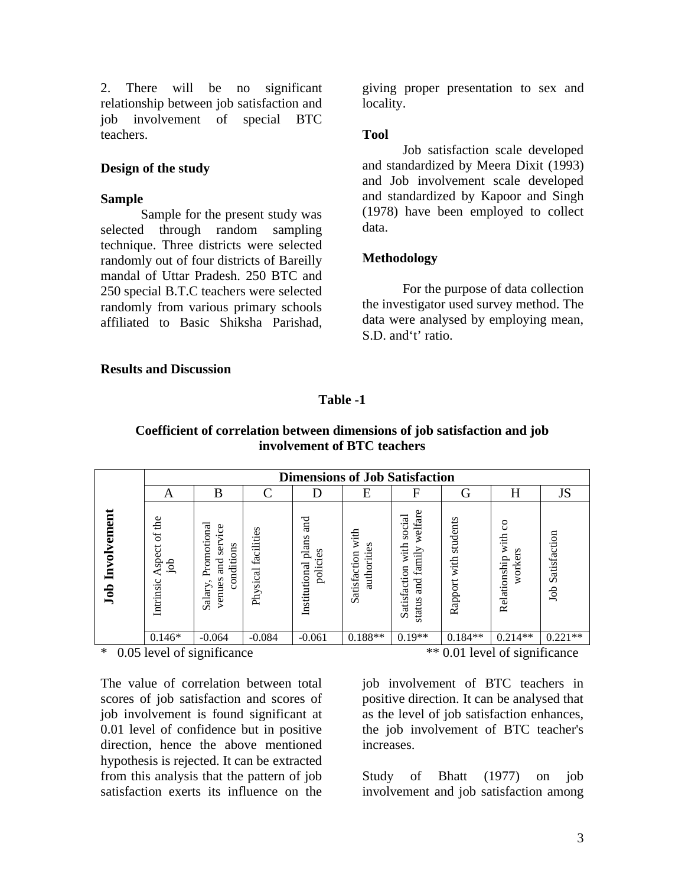2. There will be no significant relationship between job satisfaction and job involvement of special BTC teachers.

### Design of the study

### Sample

Sample for the present study was selected through random sampling technique. Three districts were selected randomly out of four districts of Bareilly mandal of Uttar Pradesh. 250 BTC and 250 special B.T.C teachers were selected randomly from various primary schools affiliated to Basic Shiksha Parishad, giving proper presentation to sex and locality.

### Tool

Job satisfaction scale developed and standardized by Meera Dixit (1993) and Job involvement scale developed and standardized by Kapoor and Singh (1978) have been employed to collect data.

### Methodology

For the purpose of data collection the investigator used survey method. The data were analysed by employing mean, S.D. and‘t’ ratio.

### Results and Discussion

**Table -1**

**Coefficient of correlation between dimensions of job satisfaction and job involvement of BTC teachers**

| | Dimensions of Job Satisfaction | | | | | | | | |
|---|---|---|---|---|---|---|---|---|---|
| | A | B | C | D | E | F | G | H | JS |
| **Job Involvement** | Intrinsic Aspect of the job | Salary, Promotional venues and service conditions | Physical facilities | Institutional plans and policies | Satisfaction with authorities | Satisfaction with social status and family welfare | Rapport with students | Relationship with co workers | Job Satisfaction |
| | 0.146* | -0.064 | -0.084 | -0.061 | 0.188** | 0.19** | 0.184** | 0.214** | 0.221** |

\* 0.05 level of significance ** 0.01 level of significance

The value of correlation between total scores of job satisfaction and scores of job involvement is found significant at 0.01 level of confidence but in positive direction, hence the above mentioned hypothesis is rejected. It can be extracted from this analysis that the pattern of job satisfaction exerts its influence on the job involvement of BTC teachers in positive direction. It can be analysed that as the level of job satisfaction enhances, the job involvement of BTC teacher's increases.

Study of Bhatt (1977) on job involvement and job satisfaction among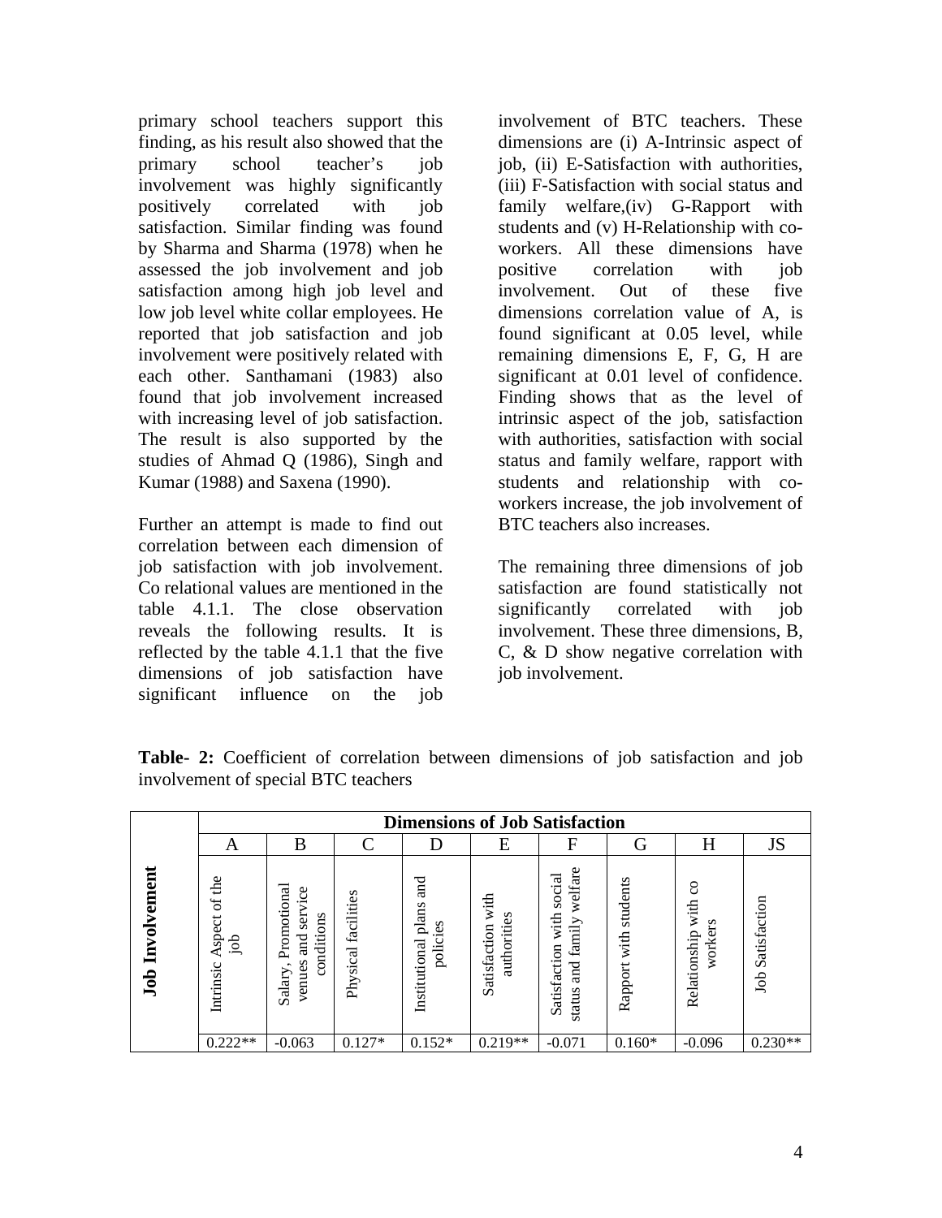primary school teachers support this finding, as his result also showed that the primary school teacher's job involvement was highly significantly positively correlated with job satisfaction. Similar finding was found by Sharma and Sharma (1978) when he assessed the job involvement and job satisfaction among high job level and low job level white collar employees. He reported that job satisfaction and job involvement were positively related with each other. Santhamani (1983) also found that job involvement increased with increasing level of job satisfaction. The result is also supported by the studies of Ahmad Q (1986), Singh and Kumar (1988) and Saxena (1990).

Further an attempt is made to find out correlation between each dimension of job satisfaction with job involvement. Co relational values are mentioned in the table 4.1.1. The close observation reveals the following results. It is reflected by the table 4.1.1 that the five dimensions of job satisfaction have significant influence on the job involvement of BTC teachers. These dimensions are (i) A-Intrinsic aspect of job, (ii) E-Satisfaction with authorities, (iii) F-Satisfaction with social status and family welfare,(iv) G-Rapport with students and (v) H-Relationship with co-workers. All these dimensions have positive correlation with job involvement. Out of these five dimensions correlation value of A, is found significant at 0.05 level, while remaining dimensions E, F, G, H are significant at 0.01 level of confidence. Finding shows that as the level of intrinsic aspect of the job, satisfaction with authorities, satisfaction with social status and family welfare, rapport with students and relationship with co-workers increase, the job involvement of BTC teachers also increases.

The remaining three dimensions of job satisfaction are found statistically not significantly correlated with job involvement. These three dimensions, B, C, & D show negative correlation with job involvement.

**Table- 2:** Coefficient of correlation between dimensions of job satisfaction and job involvement of special BTC teachers

| | **Dimensions of Job Satisfaction** | | | | | | | | |
|---|---|---|---|---|---|---|---|---|---|
| | A | B | C | D | E | F | G | H | JS |
| **Job Involvement** | Intrinsic Aspect of the job | Salary, Promotional venues and service conditions | Physical facilities | Institutional plans and policies | Satisfaction with authorities | Satisfaction with social status and family welfare | Rapport with students | Relationship with co workers | Job Satisfaction |
| | 0.222** | -0.063 | 0.127* | 0.152* | 0.219** | -0.071 | 0.160* | -0.096 | 0.230** |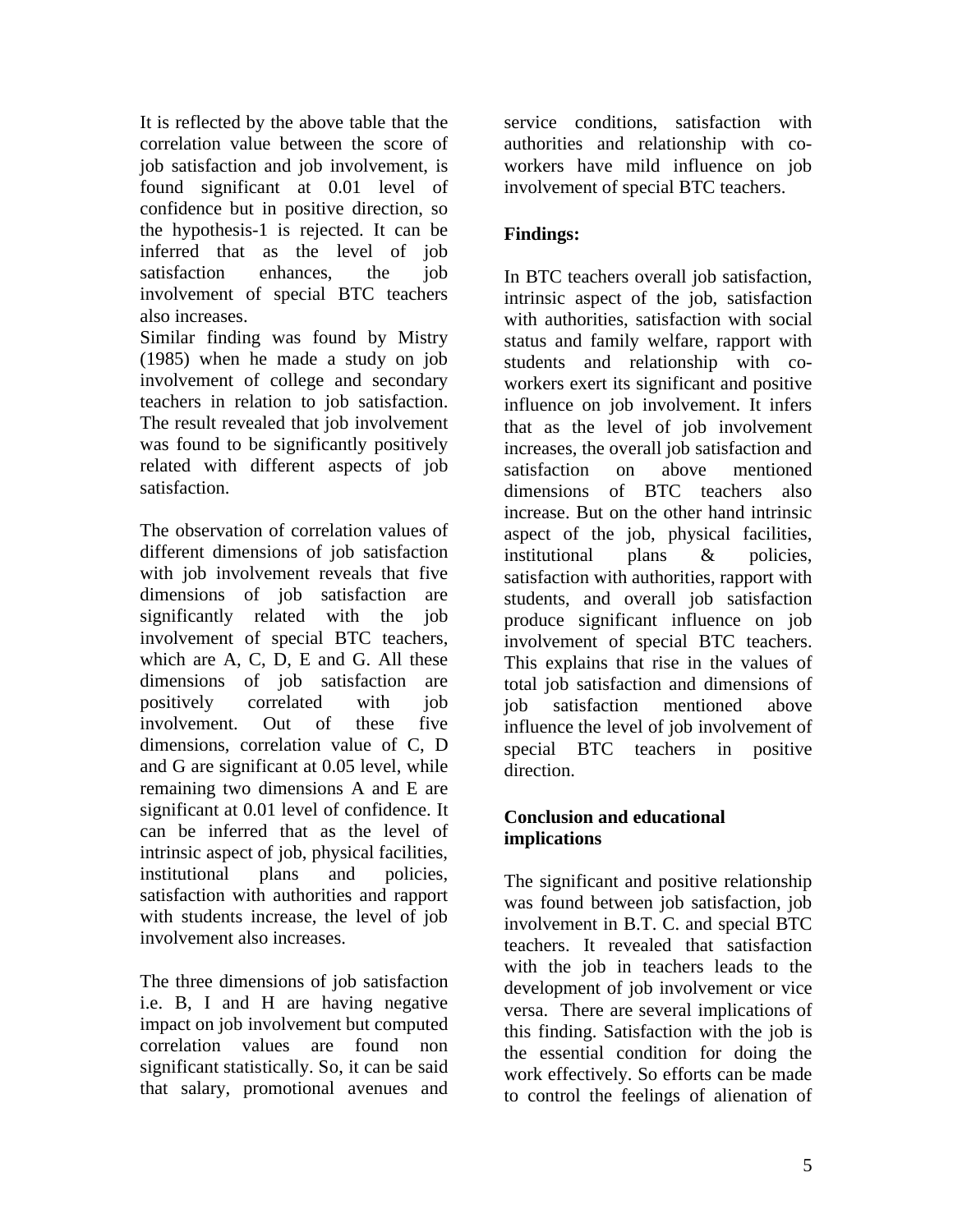It is reflected by the above table that the correlation value between the score of job satisfaction and job involvement, is found significant at 0.01 level of confidence but in positive direction, so the hypothesis-1 is rejected. It can be inferred that as the level of job satisfaction enhances, the job involvement of special BTC teachers also increases.

Similar finding was found by Mistry (1985) when he made a study on job involvement of college and secondary teachers in relation to job satisfaction. The result revealed that job involvement was found to be significantly positively related with different aspects of job satisfaction.

The observation of correlation values of different dimensions of job satisfaction with job involvement reveals that five dimensions of job satisfaction are significantly related with the job involvement of special BTC teachers, which are A, C, D, E and G. All these dimensions of job satisfaction are positively correlated with job involvement. Out of these five dimensions, correlation value of C, D and G are significant at 0.05 level, while remaining two dimensions A and E are significant at 0.01 level of confidence. It can be inferred that as the level of intrinsic aspect of job, physical facilities, institutional plans and policies, satisfaction with authorities and rapport with students increase, the level of job involvement also increases.

The three dimensions of job satisfaction i.e. B, I and H are having negative impact on job involvement but computed correlation values are found non significant statistically. So, it can be said that salary, promotional avenues and service conditions, satisfaction with authorities and relationship with co-workers have mild influence on job involvement of special BTC teachers.

**Findings:**

In BTC teachers overall job satisfaction, intrinsic aspect of the job, satisfaction with authorities, satisfaction with social status and family welfare, rapport with students and relationship with co-workers exert its significant and positive influence on job involvement. It infers that as the level of job involvement increases, the overall job satisfaction and satisfaction on above mentioned dimensions of BTC teachers also increase. But on the other hand intrinsic aspect of the job, physical facilities, institutional plans & policies, satisfaction with authorities, rapport with students, and overall job satisfaction produce significant influence on job involvement of special BTC teachers. This explains that rise in the values of total job satisfaction and dimensions of job satisfaction mentioned above influence the level of job involvement of special BTC teachers in positive direction.

**Conclusion and educational implications**

The significant and positive relationship was found between job satisfaction, job involvement in B.T. C. and special BTC teachers. It revealed that satisfaction with the job in teachers leads to the development of job involvement or vice versa. There are several implications of this finding. Satisfaction with the job is the essential condition for doing the work effectively. So efforts can be made to control the feelings of alienation of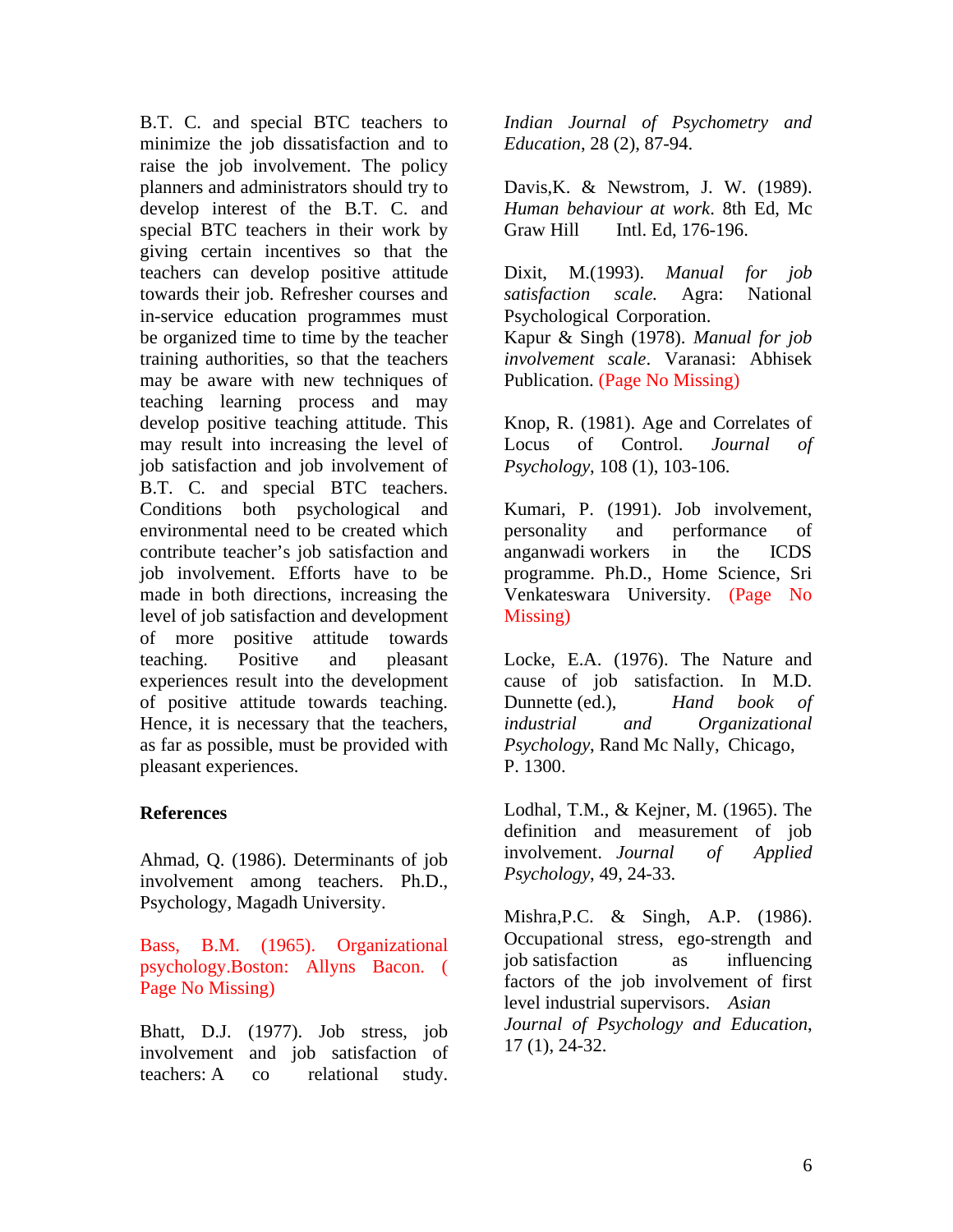B.T. C. and special BTC teachers to minimize the job dissatisfaction and to raise the job involvement. The policy planners and administrators should try to develop interest of the B.T. C. and special BTC teachers in their work by giving certain incentives so that the teachers can develop positive attitude towards their job. Refresher courses and in-service education programmes must be organized time to time by the teacher training authorities, so that the teachers may be aware with new techniques of teaching learning process and may develop positive teaching attitude. This may result into increasing the level of job satisfaction and job involvement of B.T. C. and special BTC teachers. Conditions both psychological and environmental need to be created which contribute teacher's job satisfaction and job involvement. Efforts have to be made in both directions, increasing the level of job satisfaction and development of more positive attitude towards teaching. Positive and pleasant experiences result into the development of positive attitude towards teaching. Hence, it is necessary that the teachers, as far as possible, must be provided with pleasant experiences.

**References**

Ahmad, Q. (1986). Determinants of job involvement among teachers. Ph.D., Psychology, Magadh University.

Bass, B.M. (1965). Organizational psychology.Boston: Allyns Bacon. ( Page No Missing)

Bhatt, D.J. (1977). Job stress, job involvement and job satisfaction of teachers: A co relational study. *Indian Journal of Psychometry and Education*, 28 (2), 87-94.

Davis,K. & Newstrom, J. W. (1989). *Human behaviour at work*. 8th Ed, Mc Graw Hill Intl. Ed, 176-196.

Dixit, M.(1993). *Manual for job satisfaction scale.* Agra: National Psychological Corporation.

Kapur & Singh (1978). *Manual for job involvement scale*. Varanasi: Abhisek Publication. (Page No Missing)

Knop, R. (1981). Age and Correlates of Locus of Control. *Journal of Psychology*, 108 (1), 103-106.

Kumari, P. (1991). Job involvement, personality and performance of anganwadi workers in the ICDS programme. Ph.D., Home Science, Sri Venkateswara University. (Page No Missing)

Locke, E.A. (1976). The Nature and cause of job satisfaction. In M.D. Dunnette (ed.), *Hand book of industrial and Organizational Psychology*, Rand Mc Nally, Chicago, P. 1300.

Lodhal, T.M., & Kejner, M. (1965). The definition and measurement of job involvement. *Journal of Applied Psychology*, 49, 24-33.

Mishra,P.C. & Singh, A.P. (1986). Occupational stress, ego-strength and job satisfaction as influencing factors of the job involvement of first level industrial supervisors. *Asian Journal of Psychology and Education*, 17 (1), 24-32.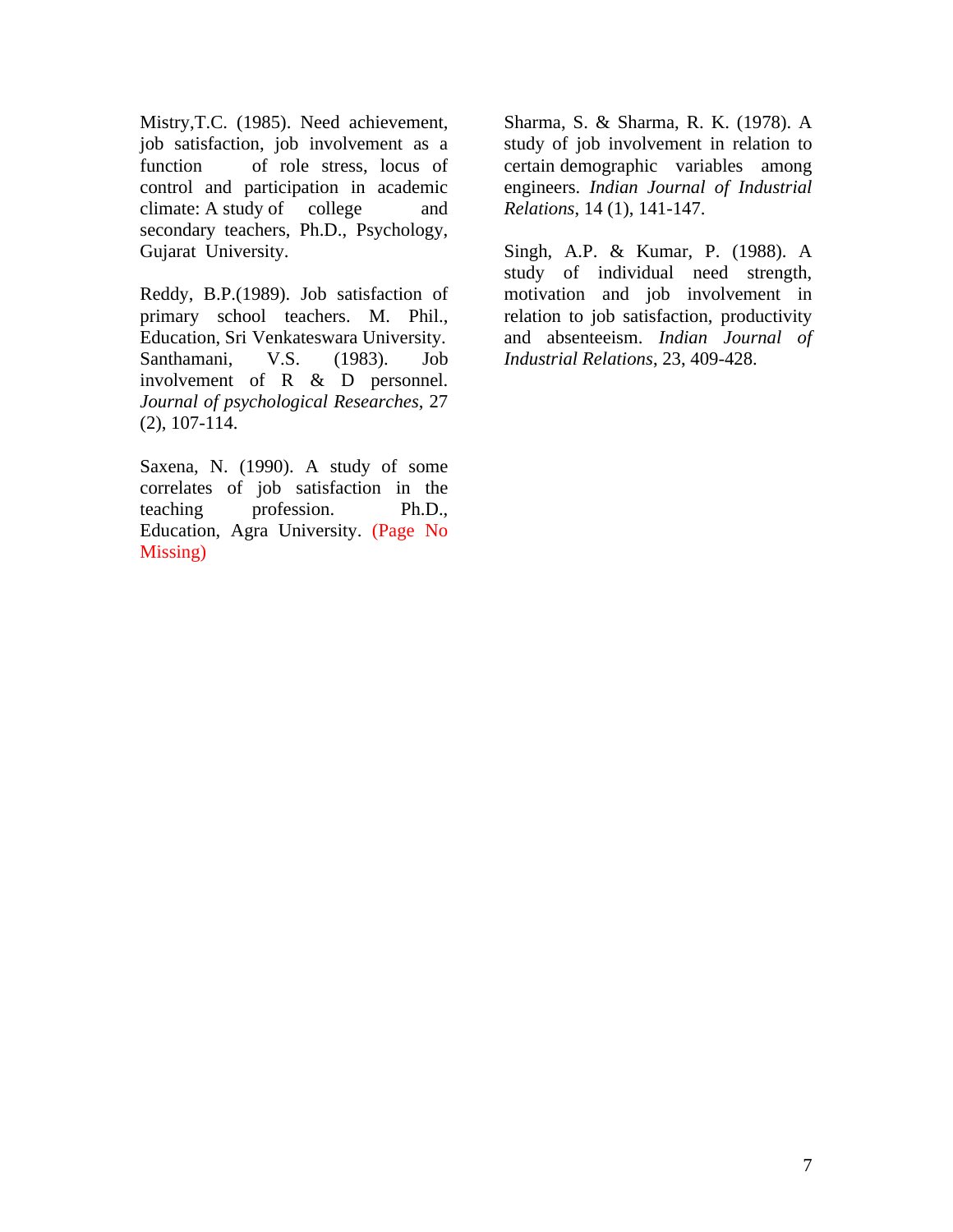Mistry,T.C. (1985). Need achievement, job satisfaction, job involvement as a function of role stress, locus of control and participation in academic climate: A study of college and secondary teachers, Ph.D., Psychology, Gujarat University.

Reddy, B.P.(1989). Job satisfaction of primary school teachers. M. Phil., Education, Sri Venkateswara University.
Santhamani, V.S. (1983). Job involvement of R & D personnel. *Journal of psychological Researches*, 27 (2), 107-114.

Saxena, N. (1990). A study of some correlates of job satisfaction in the teaching profession. Ph.D., Education, Agra University. (Page No Missing)

Sharma, S. & Sharma, R. K. (1978). A study of job involvement in relation to certain demographic variables among engineers. *Indian Journal of Industrial Relations*, 14 (1), 141-147.

Singh, A.P. & Kumar, P. (1988). A study of individual need strength, motivation and job involvement in relation to job satisfaction, productivity and absenteeism. *Indian Journal of Industrial Relations*, 23, 409-428.